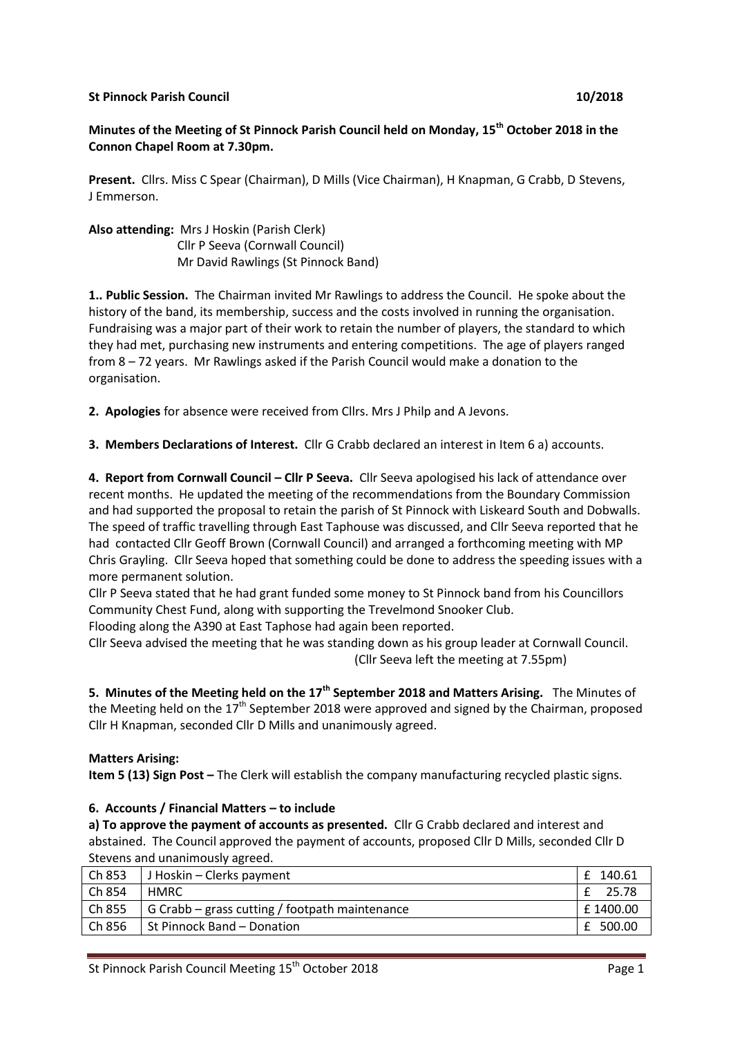**St Pinnock Parish Council 10/2018**

**Minutes of the Meeting of St Pinnock Parish Council held on Monday, 15th October 2018 in the Connon Chapel Room at 7.30pm.**

**Present.** Cllrs. Miss C Spear (Chairman), D Mills (Vice Chairman), H Knapman, G Crabb, D Stevens, J Emmerson.

**Also attending:** Mrs J Hoskin (Parish Clerk)
Cllr P Seeva (Cornwall Council)
Mr David Rawlings (St Pinnock Band)

**1.. Public Session.** The Chairman invited Mr Rawlings to address the Council. He spoke about the history of the band, its membership, success and the costs involved in running the organisation. Fundraising was a major part of their work to retain the number of players, the standard to which they had met, purchasing new instruments and entering competitions. The age of players ranged from 8 – 72 years. Mr Rawlings asked if the Parish Council would make a donation to the organisation.

**2. Apologies** for absence were received from Cllrs. Mrs J Philp and A Jevons.

**3. Members Declarations of Interest.** Cllr G Crabb declared an interest in Item 6 a) accounts.

**4. Report from Cornwall Council – Cllr P Seeva.** Cllr Seeva apologised his lack of attendance over recent months. He updated the meeting of the recommendations from the Boundary Commission and had supported the proposal to retain the parish of St Pinnock with Liskeard South and Dobwalls. The speed of traffic travelling through East Taphouse was discussed, and Cllr Seeva reported that he had contacted Cllr Geoff Brown (Cornwall Council) and arranged a forthcoming meeting with MP Chris Grayling. Cllr Seeva hoped that something could be done to address the speeding issues with a more permanent solution.

Cllr P Seeva stated that he had grant funded some money to St Pinnock band from his Councillors Community Chest Fund, along with supporting the Trevelmond Snooker Club.

Flooding along the A390 at East Taphose had again been reported.

Cllr Seeva advised the meeting that he was standing down as his group leader at Cornwall Council.

(Cllr Seeva left the meeting at 7.55pm)

**5. Minutes of the Meeting held on the 17th September 2018 and Matters Arising.** The Minutes of the Meeting held on the 17th September 2018 were approved and signed by the Chairman, proposed Cllr H Knapman, seconded Cllr D Mills and unanimously agreed.

**Matters Arising:**

**Item 5 (13) Sign Post –** The Clerk will establish the company manufacturing recycled plastic signs.

**6. Accounts / Financial Matters – to include**

**a) To approve the payment of accounts as presented.** Cllr G Crabb declared and interest and abstained. The Council approved the payment of accounts, proposed Cllr D Mills, seconded Cllr D Stevens and unanimously agreed.

| | | |
|---|---|---|
| Ch 853 | J Hoskin – Clerks payment | £ 140.61 |
| Ch 854 | HMRC | £ 25.78 |
| Ch 855 | G Crabb – grass cutting / footpath maintenance | £ 1400.00 |
| Ch 856 | St Pinnock Band – Donation | £ 500.00 |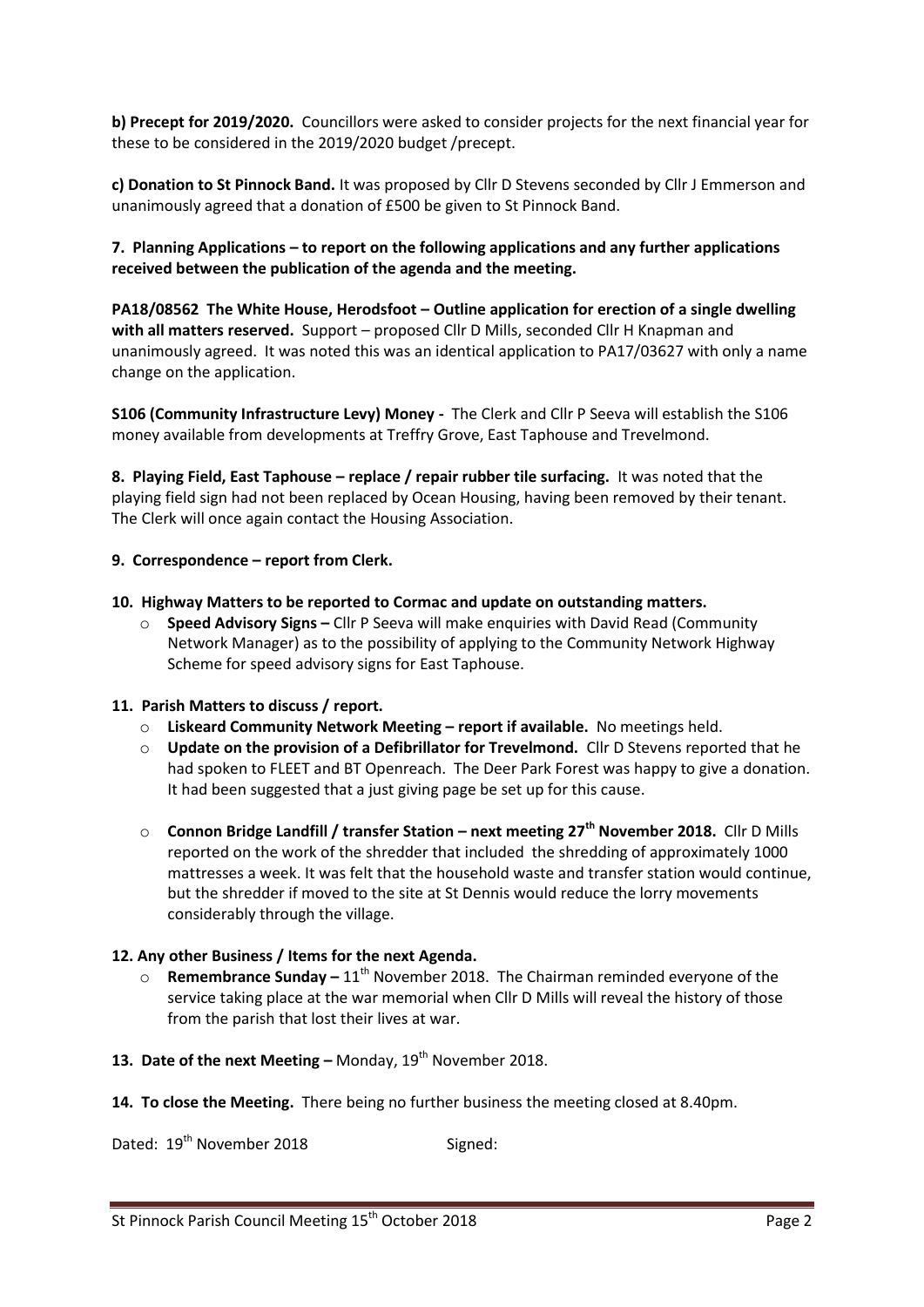**b) Precept for 2019/2020.** Councillors were asked to consider projects for the next financial year for these to be considered in the 2019/2020 budget /precept.

**c) Donation to St Pinnock Band.** It was proposed by Cllr D Stevens seconded by Cllr J Emmerson and unanimously agreed that a donation of £500 be given to St Pinnock Band.

**7. Planning Applications – to report on the following applications and any further applications received between the publication of the agenda and the meeting.**

**PA18/08562 The White House, Herodsfoot – Outline application for erection of a single dwelling with all matters reserved.** Support – proposed Cllr D Mills, seconded Cllr H Knapman and unanimously agreed. It was noted this was an identical application to PA17/03627 with only a name change on the application.

**S106 (Community Infrastructure Levy) Money -** The Clerk and Cllr P Seeva will establish the S106 money available from developments at Treffry Grove, East Taphouse and Trevelmond.

**8. Playing Field, East Taphouse – replace / repair rubber tile surfacing.** It was noted that the playing field sign had not been replaced by Ocean Housing, having been removed by their tenant. The Clerk will once again contact the Housing Association.

**9. Correspondence – report from Clerk.**

**10. Highway Matters to be reported to Cormac and update on outstanding matters.**

- **Speed Advisory Signs –** Cllr P Seeva will make enquiries with David Read (Community Network Manager) as to the possibility of applying to the Community Network Highway Scheme for speed advisory signs for East Taphouse.

**11. Parish Matters to discuss / report.**

- **Liskeard Community Network Meeting – report if available.** No meetings held.
- **Update on the provision of a Defibrillator for Trevelmond.** Cllr D Stevens reported that he had spoken to FLEET and BT Openreach. The Deer Park Forest was happy to give a donation. It had been suggested that a just giving page be set up for this cause.
- **Connon Bridge Landfill / transfer Station – next meeting 27th November 2018.** Cllr D Mills reported on the work of the shredder that included the shredding of approximately 1000 mattresses a week. It was felt that the household waste and transfer station would continue, but the shredder if moved to the site at St Dennis would reduce the lorry movements considerably through the village.

**12. Any other Business / Items for the next Agenda.**

- **Remembrance Sunday –** 11th November 2018. The Chairman reminded everyone of the service taking place at the war memorial when Cllr D Mills will reveal the history of those from the parish that lost their lives at war.

**13. Date of the next Meeting –** Monday, 19th November 2018.

**14. To close the Meeting.** There being no further business the meeting closed at 8.40pm.

Dated: 19th November 2018 Signed: